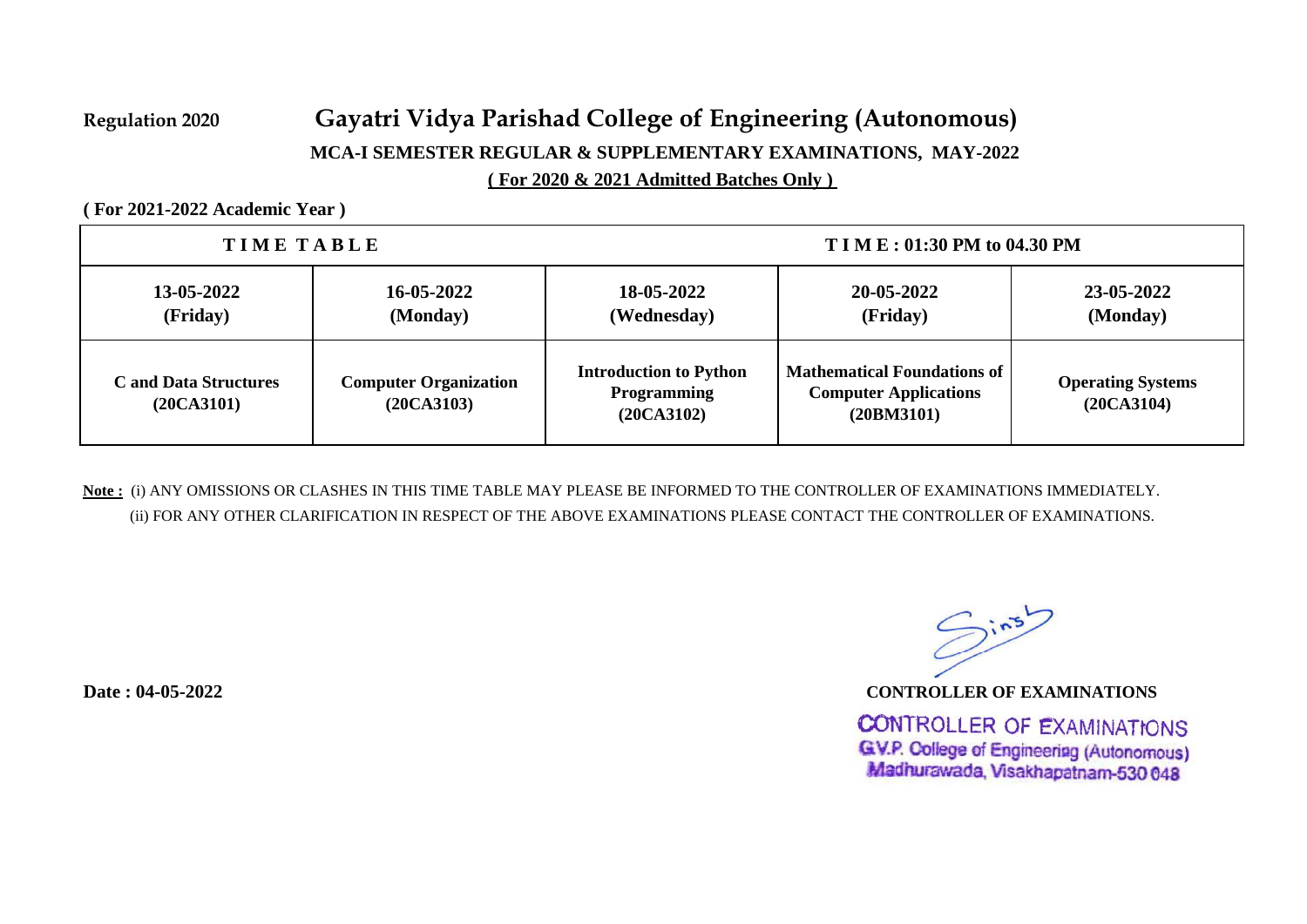Regulation 2020

# Gayatri Vidya Parishad College of Engineering (Autonomous)

**MCA-I SEMESTER REGULAR & SUPPLEMENTARY EXAMINATIONS, MAY-2022**

**( For 2020 & 2021 Admitted Batches Only )**

**( For 2021-2022 Academic Year )**

| **T I M E T A B L E** | | | **T I M E : 01:30 PM to 04.30 PM** | |
|---|---|---|---|---|
| **13-05-2022 (Friday)** | **16-05-2022 (Monday)** | **18-05-2022 (Wednesday)** | **20-05-2022 (Friday)** | **23-05-2022 (Monday)** |
| **C and Data Structures (20CA3101)** | **Computer Organization (20CA3103)** | **Introduction to Python Programming (20CA3102)** | **Mathematical Foundations of Computer Applications (20BM3101)** | **Operating Systems (20CA3104)** |

**Note :** (i) ANY OMISSIONS OR CLASHES IN THIS TIME TABLE MAY PLEASE BE INFORMED TO THE CONTROLLER OF EXAMINATIONS IMMEDIATELY.
(ii) FOR ANY OTHER CLARIFICATION IN RESPECT OF THE ABOVE EXAMINATIONS PLEASE CONTACT THE CONTROLLER OF EXAMINATIONS.

**Date : 04-05-2022**

**CONTROLLER OF EXAMINATIONS**

CONTROLLER OF EXAMINATIONS
G.V.P. College of Engineering (Autonomous)
Madhurawada, Visakhapatnam-530 048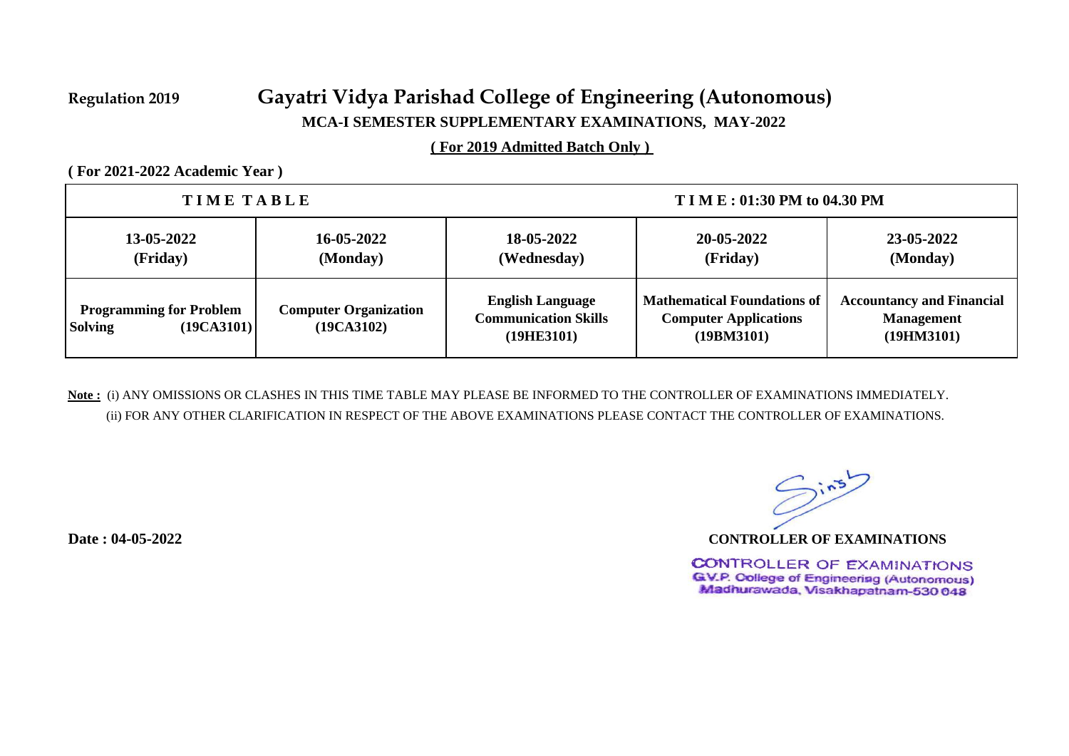Regulation 2019

# Gayatri Vidya Parishad College of Engineering (Autonomous)

**MCA-I SEMESTER SUPPLEMENTARY EXAMINATIONS, MAY-2022**

**( For 2019 Admitted Batch Only )**

**( For 2021-2022 Academic Year )**

| T I M E T A B L E | | | T I M E : 01:30 PM to 04.30 PM | |
|---|---|---|---|---|
| **13-05-2022 (Friday)** | **16-05-2022 (Monday)** | **18-05-2022 (Wednesday)** | **20-05-2022 (Friday)** | **23-05-2022 (Monday)** |
| **Programming for Problem Solving (19CA3101)** | **Computer Organization (19CA3102)** | **English Language Communication Skills (19HE3101)** | **Mathematical Foundations of Computer Applications (19BM3101)** | **Accountancy and Financial Management (19HM3101)** |

**Note :** (i) ANY OMISSIONS OR CLASHES IN THIS TIME TABLE MAY PLEASE BE INFORMED TO THE CONTROLLER OF EXAMINATIONS IMMEDIATELY.
(ii) FOR ANY OTHER CLARIFICATION IN RESPECT OF THE ABOVE EXAMINATIONS PLEASE CONTACT THE CONTROLLER OF EXAMINATIONS.

**Date : 04-05-2022**

**CONTROLLER OF EXAMINATIONS**

CONTROLLER OF EXAMINATIONS
G.V.P. College of Engineering (Autonomous)
Madhurawada, Visakhapatnam-530 048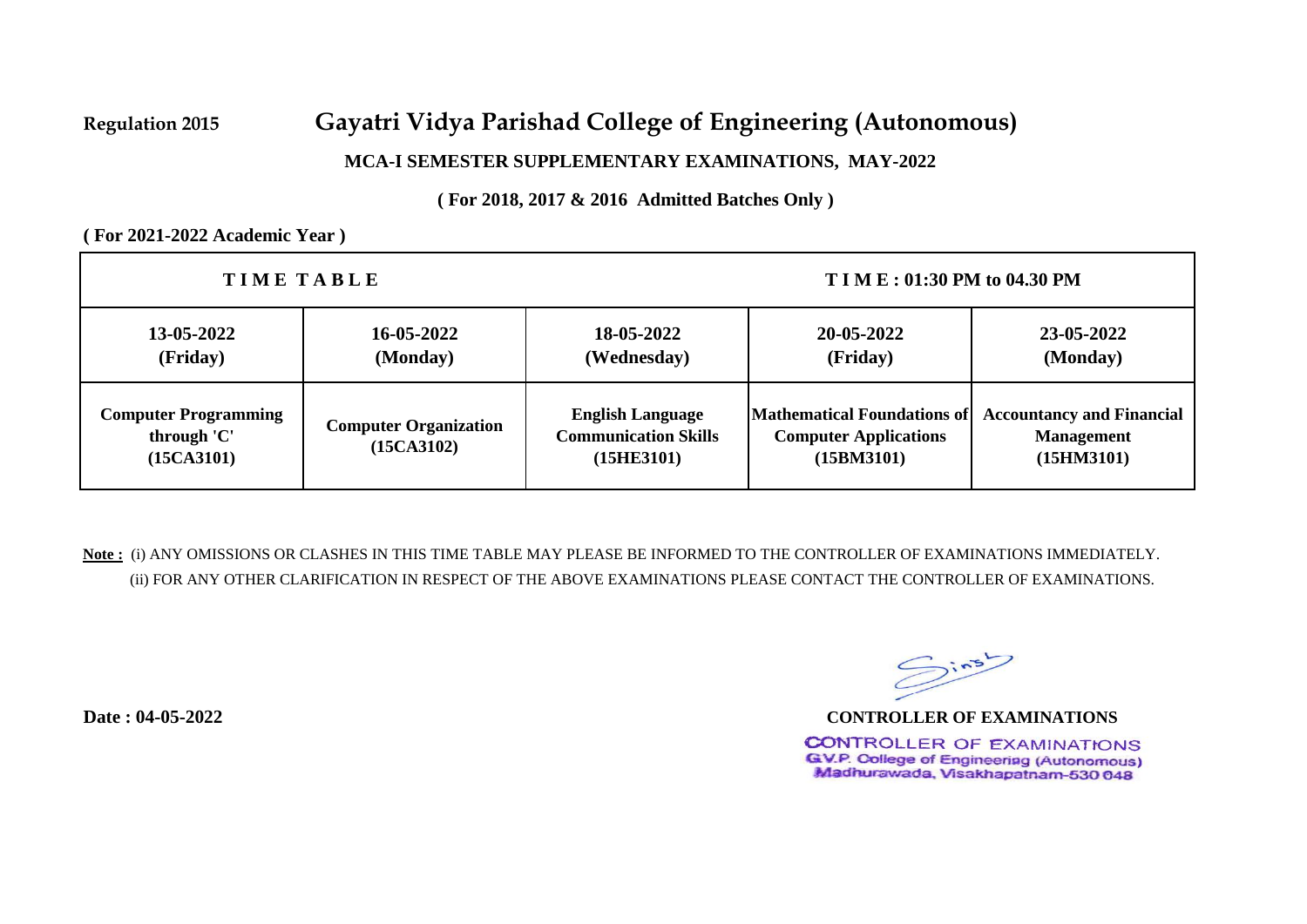**Regulation 2015**

# Gayatri Vidya Parishad College of Engineering (Autonomous)

**MCA-I SEMESTER SUPPLEMENTARY EXAMINATIONS, MAY-2022**

**( For 2018, 2017 & 2016 Admitted Batches Only )**

**( For 2021-2022 Academic Year )**

| TIME TABLE | | | TIME : 01:30 PM to 04.30 PM | |
|---|---|---|---|---|
| **13-05-2022 (Friday)** | **16-05-2022 (Monday)** | **18-05-2022 (Wednesday)** | **20-05-2022 (Friday)** | **23-05-2022 (Monday)** |
| **Computer Programming through 'C' (15CA3101)** | **Computer Organization (15CA3102)** | **English Language Communication Skills (15HE3101)** | **Mathematical Foundations of Computer Applications (15BM3101)** | **Accountancy and Financial Management (15HM3101)** |

**Note :** (i) ANY OMISSIONS OR CLASHES IN THIS TIME TABLE MAY PLEASE BE INFORMED TO THE CONTROLLER OF EXAMINATIONS IMMEDIATELY.
(ii) FOR ANY OTHER CLARIFICATION IN RESPECT OF THE ABOVE EXAMINATIONS PLEASE CONTACT THE CONTROLLER OF EXAMINATIONS.

**Date : 04-05-2022**

**CONTROLLER OF EXAMINATIONS**

CONTROLLER OF EXAMINATIONS
G.V.P. College of Engineering (Autonomous)
Madhurawada, Visakhapatnam-530 048